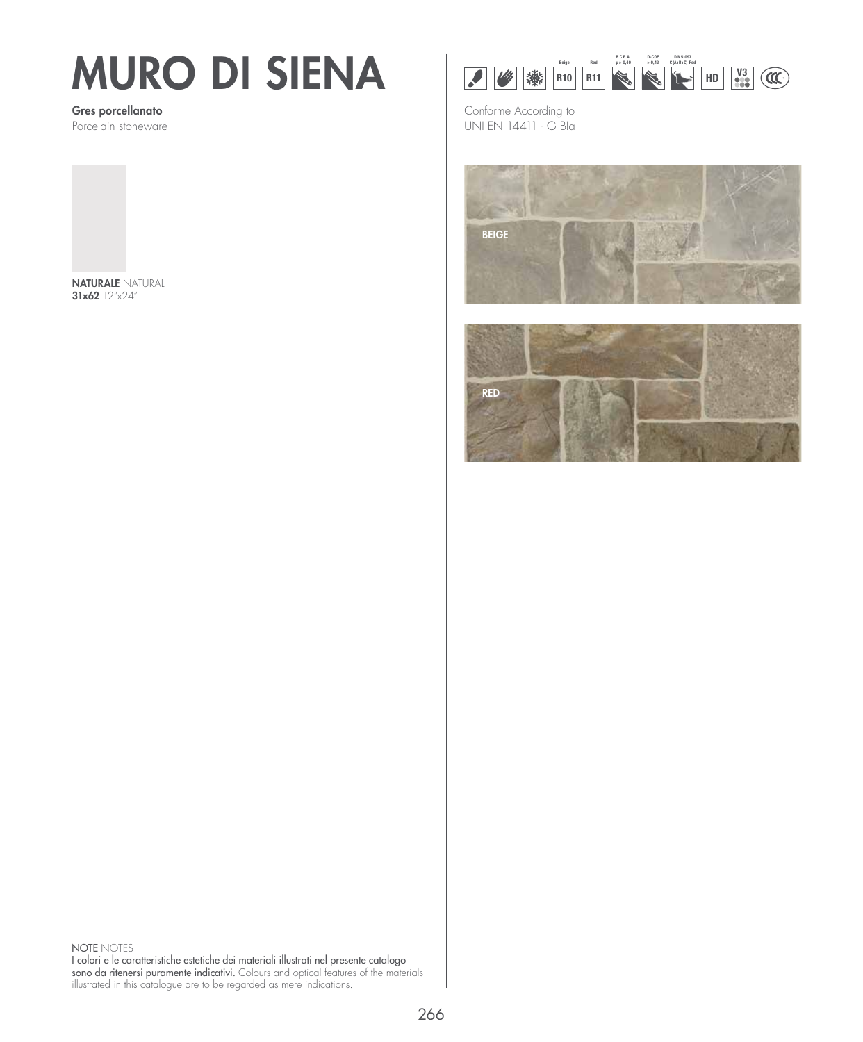# MURO DI SIENA

**Gres porcellanato**
Porcelain stoneware

**NATURALE** NATURAL
**31x62** 12"x24"

Beige R10 | Red R11 | B.C.R.A. μ > 0,40 | D-COF > 0,42 | DIN 51097 C (A+B+C) Red | HD | V3

Conforme According to
UNI EN 14411 - G Bla

BEIGE

RED

NOTE NOTES
I colori e le caratteristiche estetiche dei materiali illustrati nel presente catalogo sono da ritenersi puramente indicativi. Colours and optical features of the materials illustrated in this catalogue are to be regarded as mere indications.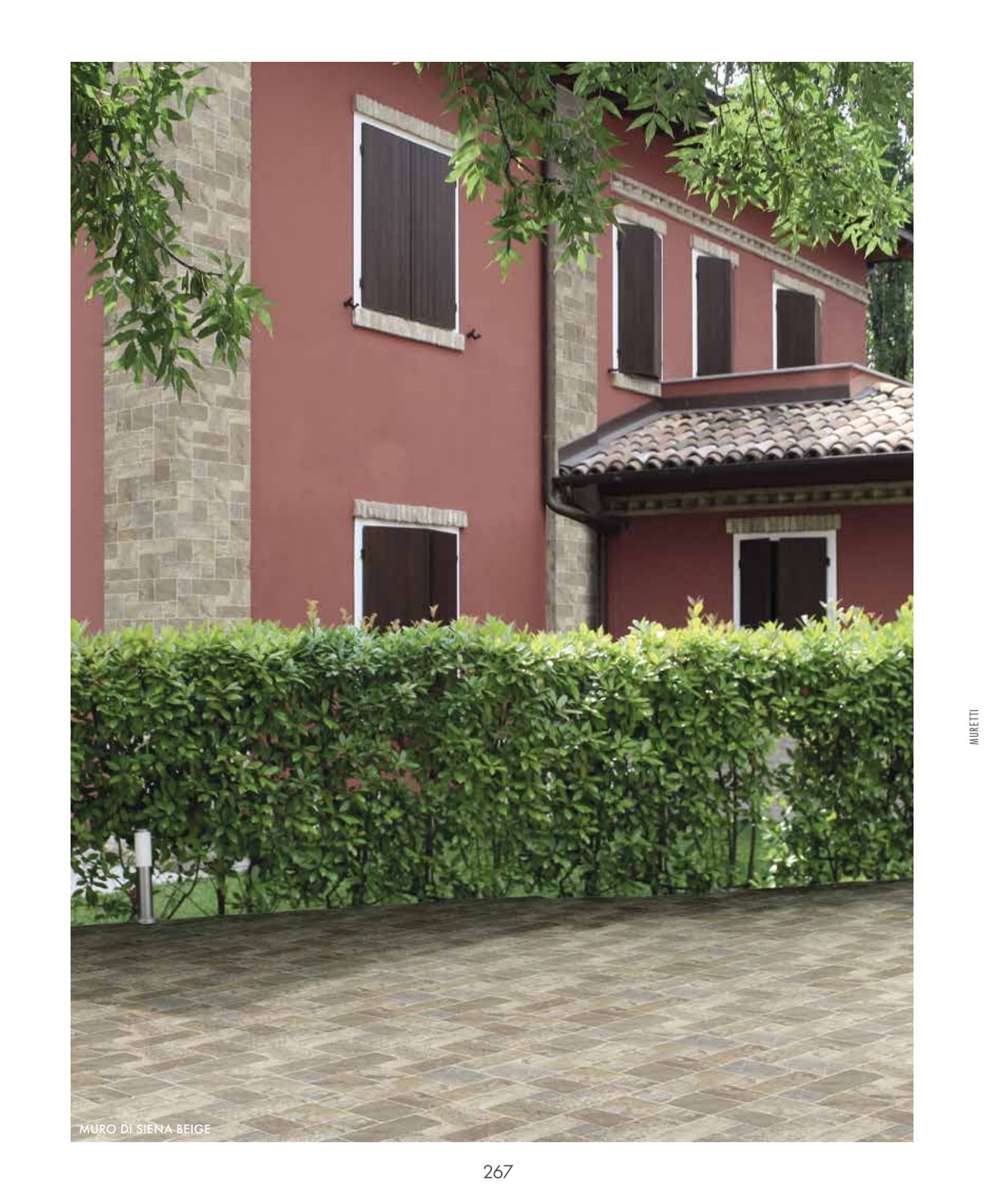MURO DI SIENA BEIGE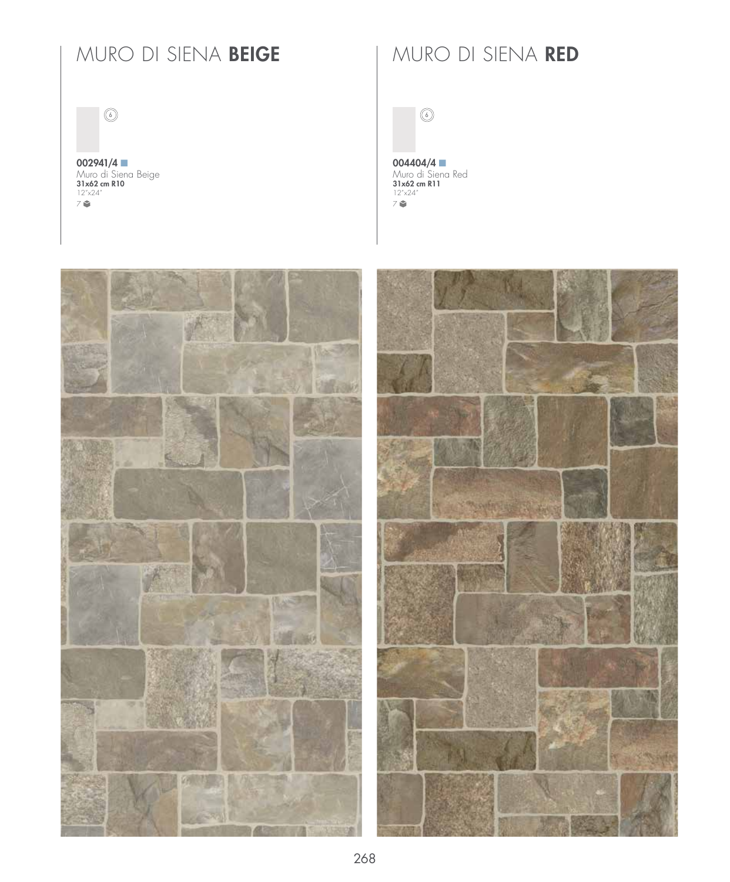# MURO DI SIENA **BEIGE**

⑥

**002941/4**
Muro di Siena Beige
**31x62 cm R10**
12"x24"
7

# MURO DI SIENA **RED**

⑥

**004404/4**
Muro di Siena Red
**31x62 cm R11**
12"x24"
7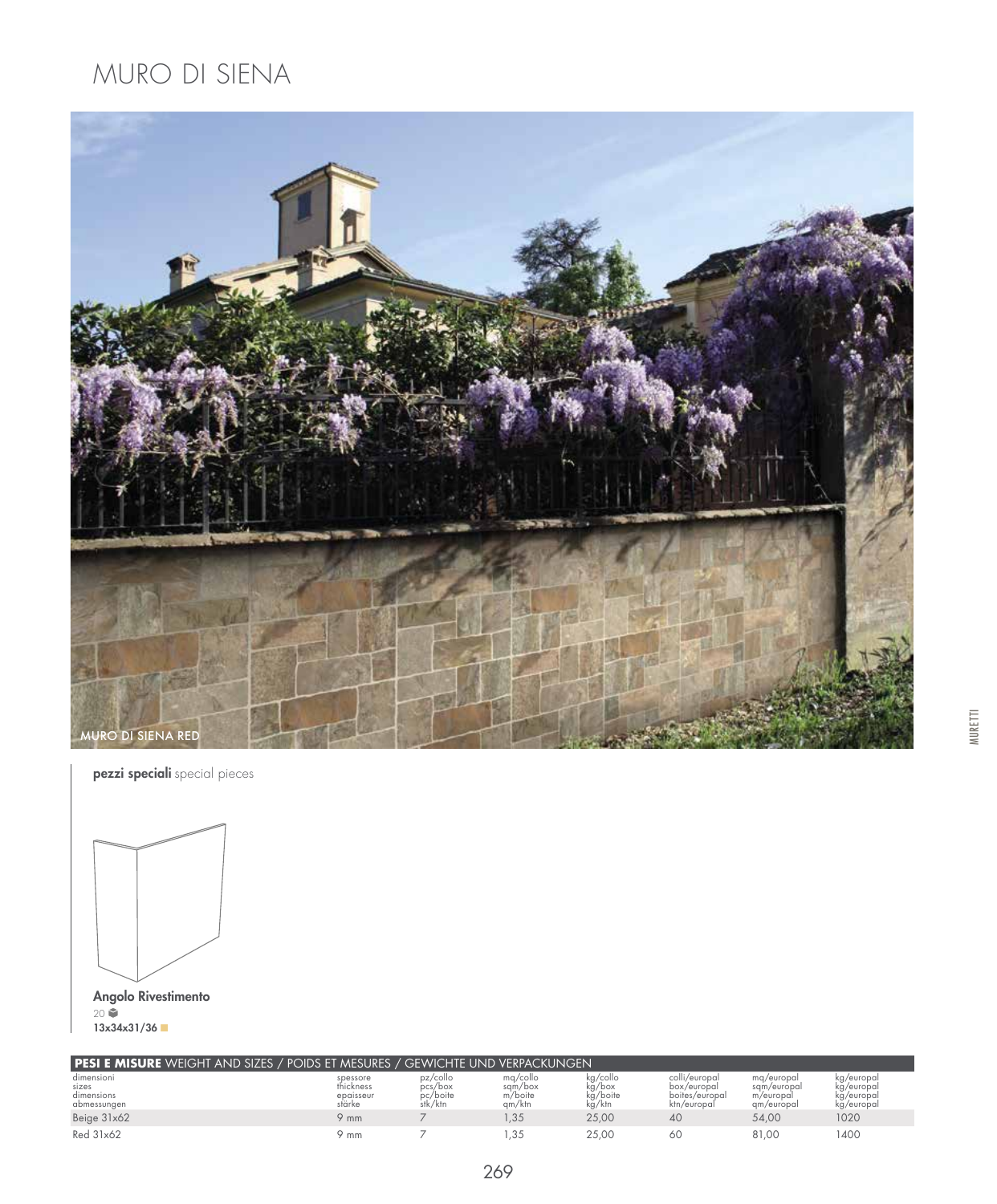# MURO DI SIENA

MURO DI SIENA RED

**pezzi speciali** special pieces

**Angolo Rivestimento**
20
**13x34x31/36**

| **PESI E MISURE** WEIGHT AND SIZES / POIDS ET MESURES / GEWICHTE UND VERPACKUNGEN | | | | | | | |
|---|---|---|---|---|---|---|---|
| dimensioni sizes dimensions abmessungen | spessore thickness epaisseur stärke | pz/collo pcs/box pc/boite stk/ktn | mq/collo sqm/box m/boite qm/ktn | kg/collo kg/box kg/boite kg/ktn | colli/europal box/europal boites/europal ktn/europal | mq/europal sqm/europal m/europal qm/europal | kg/europal kg/europal kg/europal kg/europal |
| Beige 31x62 | 9 mm | 7 | 1,35 | 25,00 | 40 | 54,00 | 1020 |
| Red 31x62 | 9 mm | 7 | 1,35 | 25,00 | 60 | 81,00 | 1400 |